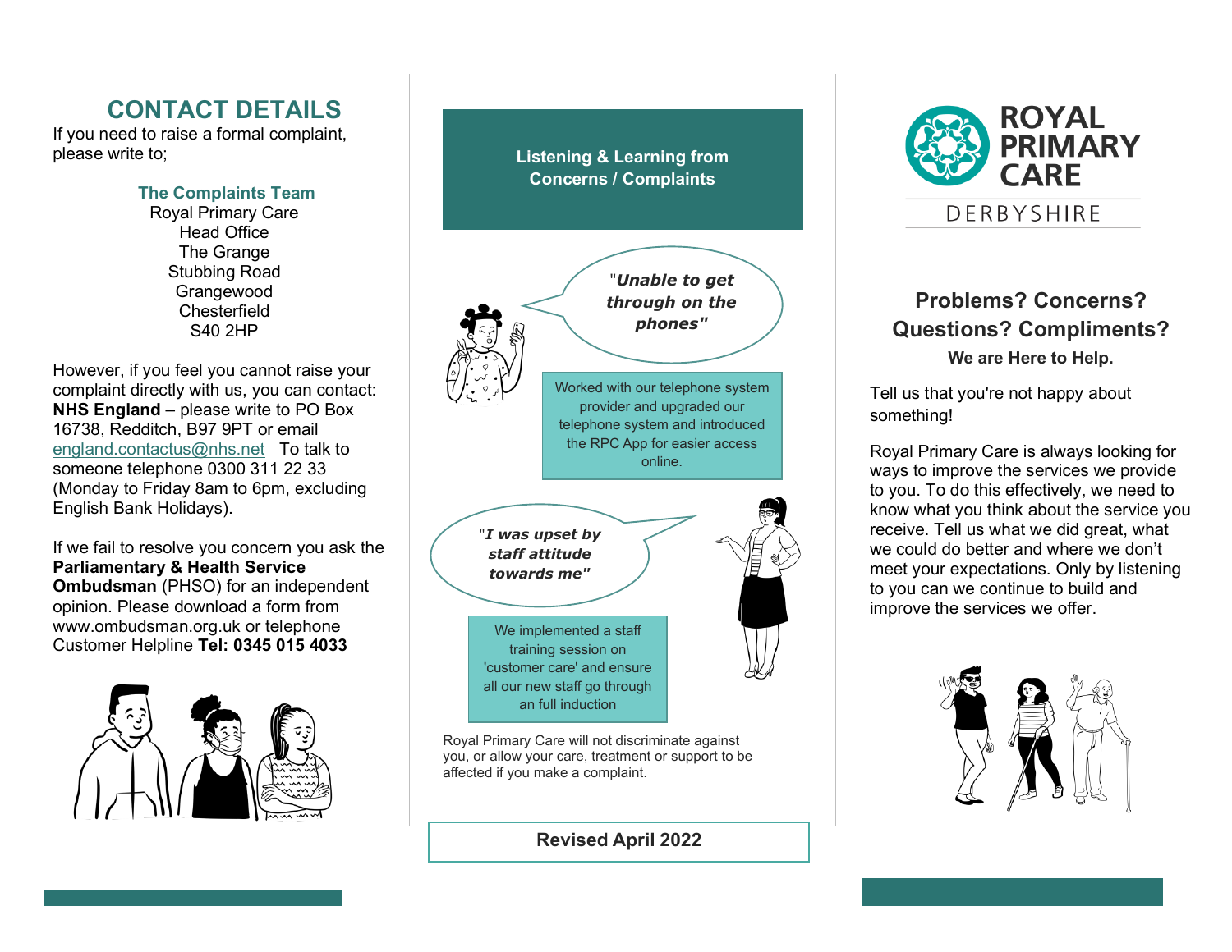## CONTACT DETAILS

If you need to raise a formal complaint, please write to;

**The Complaints Team**
Royal Primary Care
Head Office
The Grange
Stubbing Road
Grangewood
Chesterfield
S40 2HP

However, if you feel you cannot raise your complaint directly with us, you can contact: **NHS England** – please write to PO Box 16738, Redditch, B97 9PT or email england.contactus@nhs.net To talk to someone telephone 0300 311 22 33 (Monday to Friday 8am to 6pm, excluding English Bank Holidays).

If we fail to resolve you concern you ask the **Parliamentary & Health Service Ombudsman** (PHSO) for an independent opinion. Please download a form from www.ombudsman.org.uk or telephone Customer Helpline **Tel: 0345 015 4033**

## Listening & Learning from Concerns / Complaints

"***Unable to get through on the phones"***

Worked with our telephone system provider and upgraded our telephone system and introduced the RPC App for easier access online.

"***I was upset by staff attitude towards me"***

We implemented a staff training session on 'customer care' and ensure all our new staff go through an full induction

Royal Primary Care will not discriminate against you, or allow your care, treatment or support to be affected if you make a complaint.

**Revised April 2022**

# ROYAL PRIMARY CARE

DERBYSHIRE

## Problems? Concerns? Questions? Compliments?

**We are Here to Help.**

Tell us that you're not happy about something!

Royal Primary Care is always looking for ways to improve the services we provide to you. To do this effectively, we need to know what you think about the service you receive. Tell us what we did great, what we could do better and where we don't meet your expectations. Only by listening to you can we continue to build and improve the services we offer.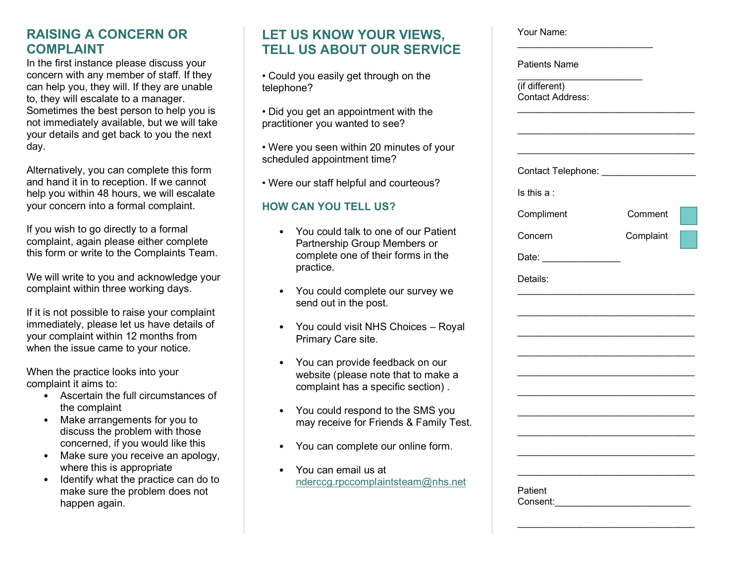## RAISING A CONCERN OR COMPLAINT

In the first instance please discuss your concern with any member of staff. If they can help you, they will. If they are unable to, they will escalate to a manager. Sometimes the best person to help you is not immediately available, but we will take your details and get back to you the next day.

Alternatively, you can complete this form and hand it in to reception. If we cannot help you within 48 hours, we will escalate your concern into a formal complaint.

If you wish to go directly to a formal complaint, again please either complete this form or write to the Complaints Team.

We will write to you and acknowledge your complaint within three working days.

If it is not possible to raise your complaint immediately, please let us have details of your complaint within 12 months from when the issue came to your notice.

When the practice looks into your complaint it aims to:

- Ascertain the full circumstances of the complaint
- Make arrangements for you to discuss the problem with those concerned, if you would like this
- Make sure you receive an apology, where this is appropriate
- Identify what the practice can do to make sure the problem does not happen again.

## LET US KNOW YOUR VIEWS, TELL US ABOUT OUR SERVICE

• Could you easily get through on the telephone?

• Did you get an appointment with the practitioner you wanted to see?

• Were you seen within 20 minutes of your scheduled appointment time?

• Were our staff helpful and courteous?

### HOW CAN YOU TELL US?

- You could talk to one of our Patient Partnership Group Members or complete one of their forms in the practice.
- You could complete our survey we send out in the post.
- You could visit NHS Choices – Royal Primary Care site.
- You can provide feedback on our website (please note that to make a complaint has a specific section) .
- You could respond to the SMS you may receive for Friends & Family Test.
- You can complete our online form.
- You can email us at nderccg.rpccomplaintsteam@nhs.net

Your Name: _________________________

Patients Name _______________________
(if different)

Contact Address:
_________________________________
_________________________________
_________________________________

Contact Telephone: _________________

Is this a :

Compliment Comment ☐

Concern Complaint ☐

Date: ______________

Details:
_________________________________
_________________________________
_________________________________
_________________________________
_________________________________
_________________________________
_________________________________
_________________________________
_________________________________
_________________________________

Patient Consent:________________________

_________________________________